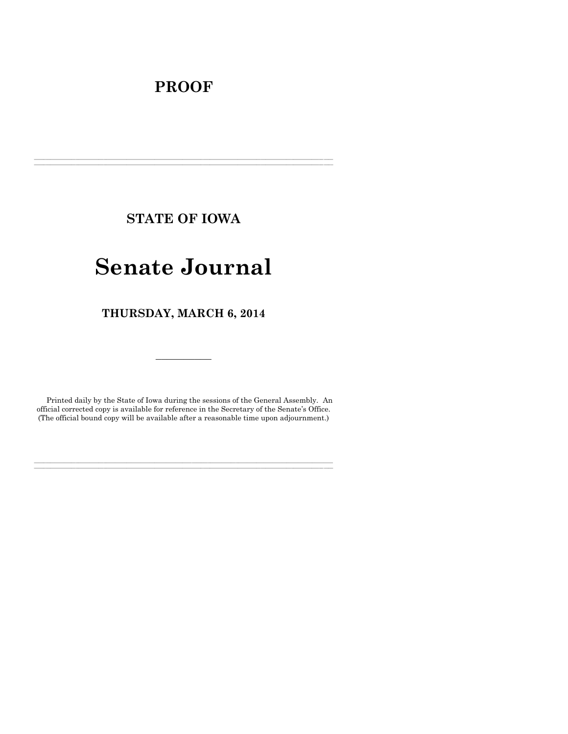# PROOF

---

## STATE OF IOWA

# Senate Journal

## THURSDAY, MARCH 6, 2014

---

Printed daily by the State of Iowa during the sessions of the General Assembly. An official corrected copy is available for reference in the Secretary of the Senate's Office. (The official bound copy will be available after a reasonable time upon adjournment.)

---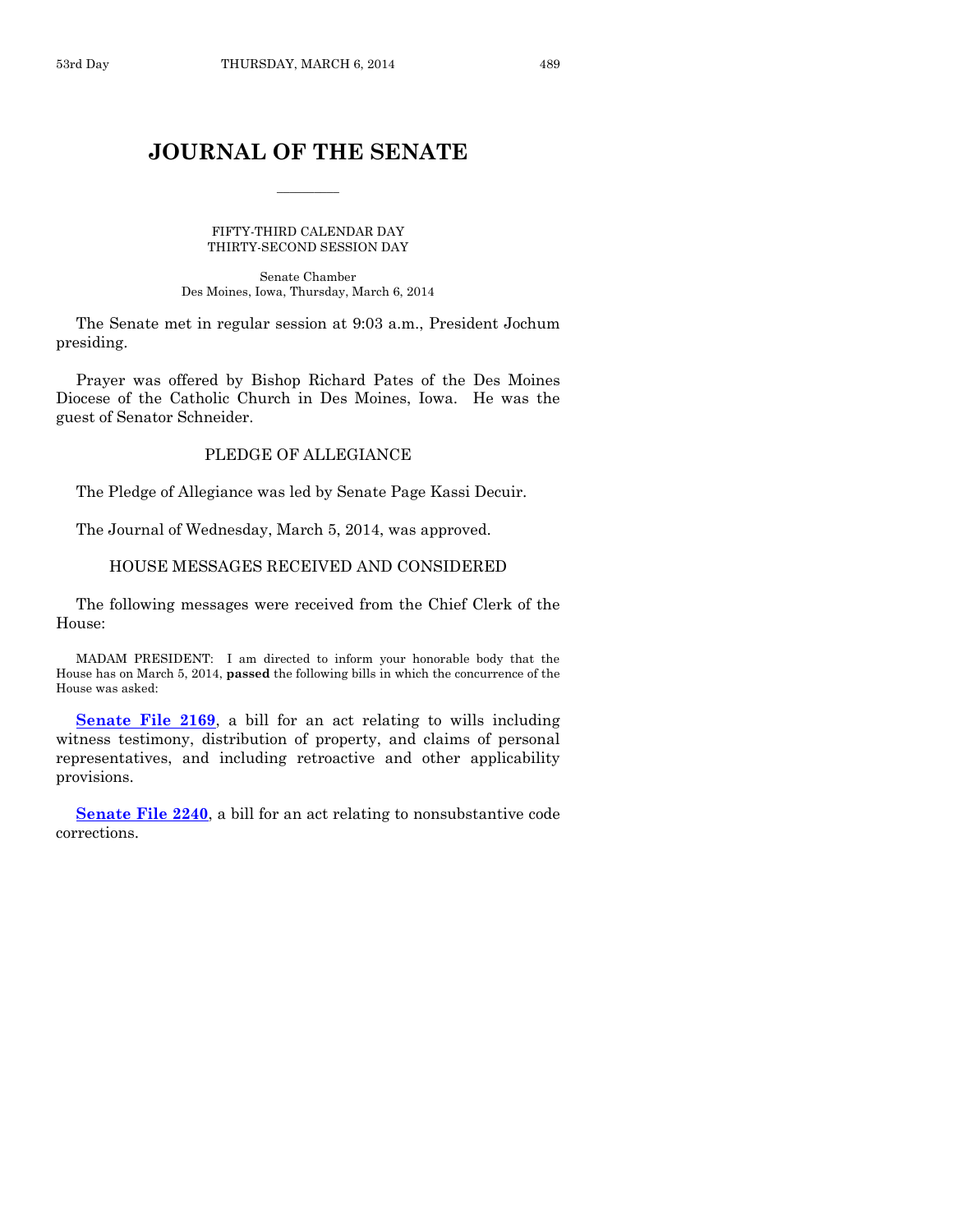# JOURNAL OF THE SENATE

FIFTY-THIRD CALENDAR DAY
THIRTY-SECOND SESSION DAY

Senate Chamber
Des Moines, Iowa, Thursday, March 6, 2014

The Senate met in regular session at 9:03 a.m., President Jochum presiding.

Prayer was offered by Bishop Richard Pates of the Des Moines Diocese of the Catholic Church in Des Moines, Iowa. He was the guest of Senator Schneider.

## PLEDGE OF ALLEGIANCE

The Pledge of Allegiance was led by Senate Page Kassi Decuir.

The Journal of Wednesday, March 5, 2014, was approved.

## HOUSE MESSAGES RECEIVED AND CONSIDERED

The following messages were received from the Chief Clerk of the House:

MADAM PRESIDENT: I am directed to inform your honorable body that the House has on March 5, 2014, **passed** the following bills in which the concurrence of the House was asked:

**Senate File 2169**, a bill for an act relating to wills including witness testimony, distribution of property, and claims of personal representatives, and including retroactive and other applicability provisions.

**Senate File 2240**, a bill for an act relating to nonsubstantive code corrections.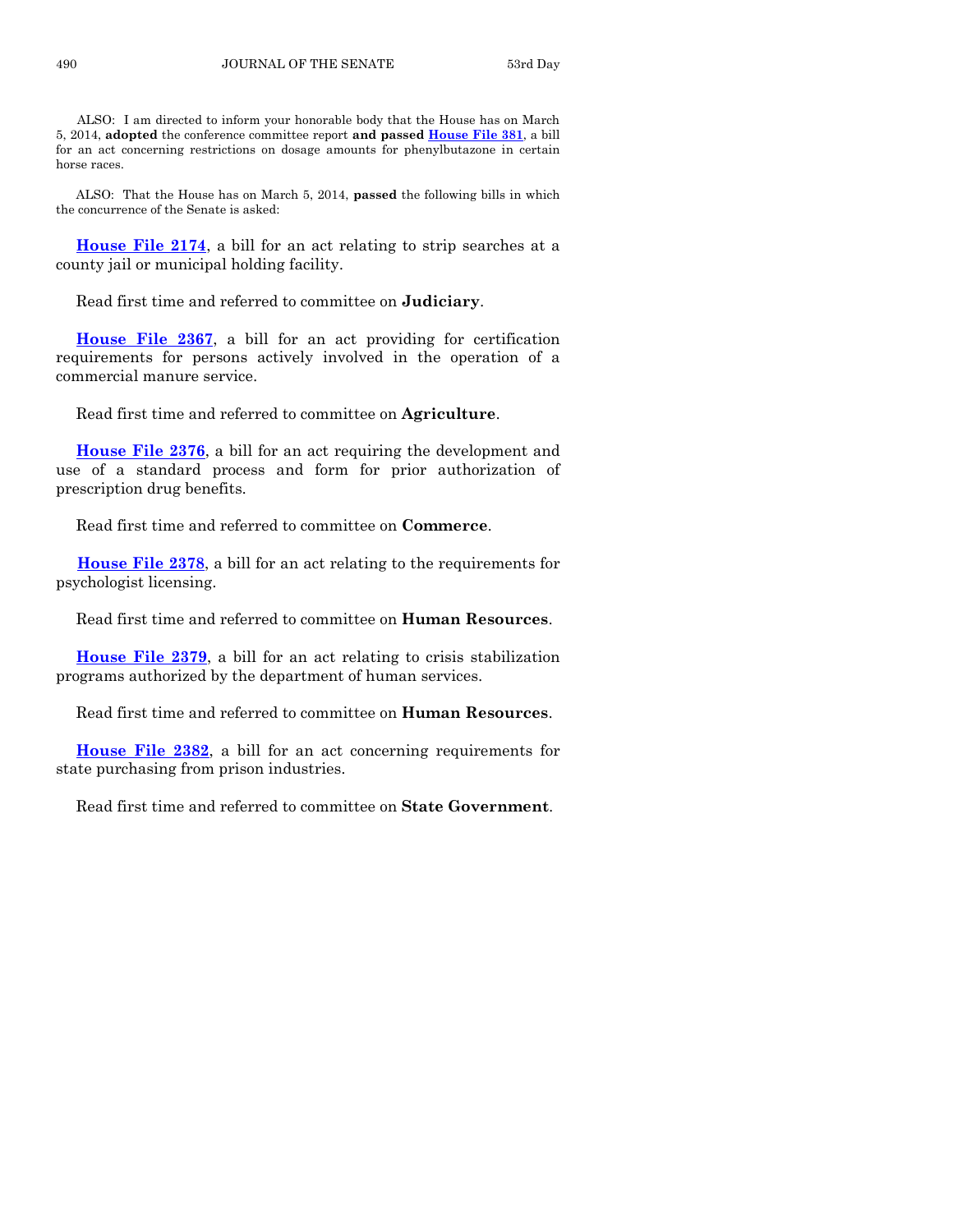ALSO: I am directed to inform your honorable body that the House has on March 5, 2014, **adopted** the conference committee report **and passed** **House File 381**, a bill for an act concerning restrictions on dosage amounts for phenylbutazone in certain horse races.

ALSO: That the House has on March 5, 2014, **passed** the following bills in which the concurrence of the Senate is asked:

**House File 2174**, a bill for an act relating to strip searches at a county jail or municipal holding facility.

Read first time and referred to committee on **Judiciary**.

**House File 2367**, a bill for an act providing for certification requirements for persons actively involved in the operation of a commercial manure service.

Read first time and referred to committee on **Agriculture**.

**House File 2376**, a bill for an act requiring the development and use of a standard process and form for prior authorization of prescription drug benefits.

Read first time and referred to committee on **Commerce**.

**House File 2378**, a bill for an act relating to the requirements for psychologist licensing.

Read first time and referred to committee on **Human Resources**.

**House File 2379**, a bill for an act relating to crisis stabilization programs authorized by the department of human services.

Read first time and referred to committee on **Human Resources**.

**House File 2382**, a bill for an act concerning requirements for state purchasing from prison industries.

Read first time and referred to committee on **State Government**.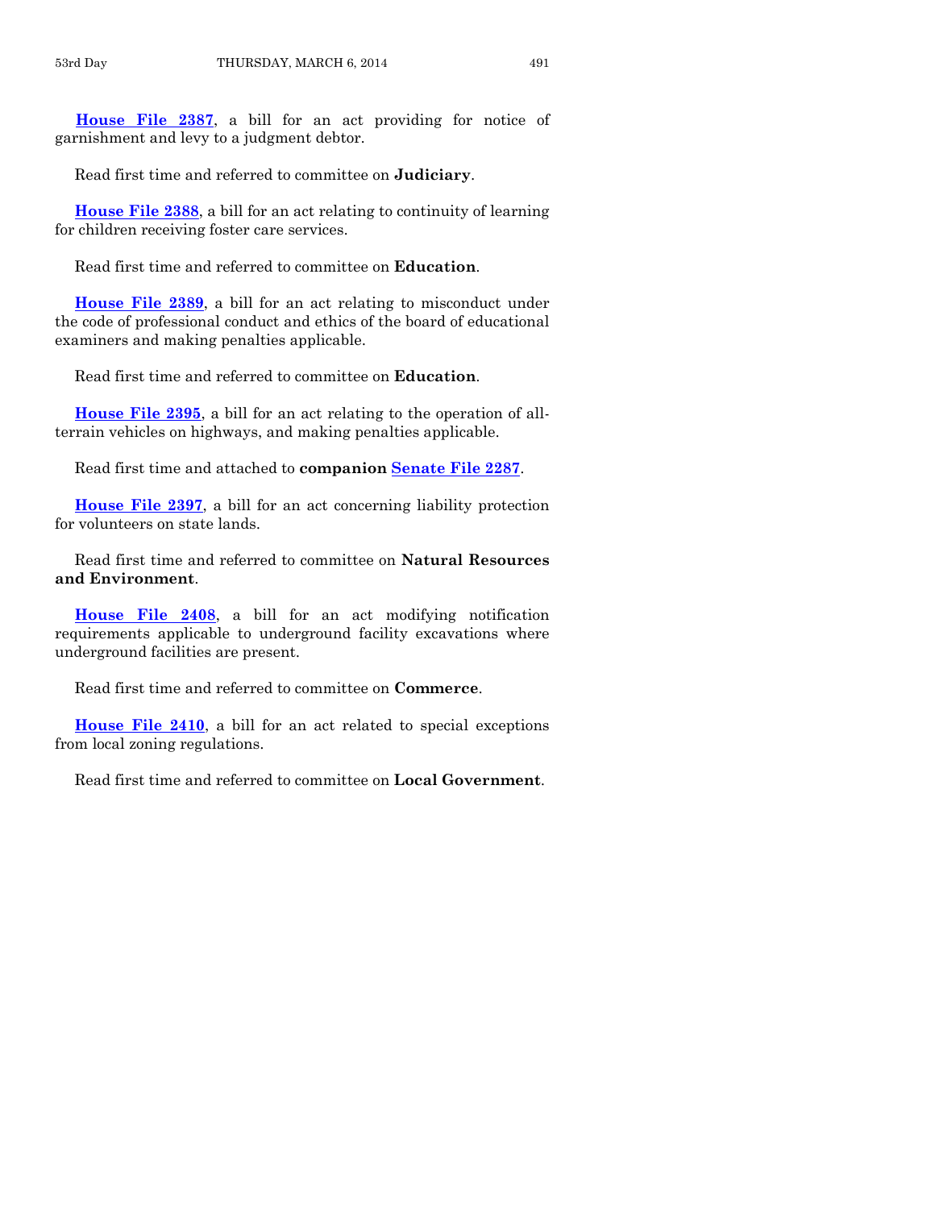**House File 2387**, a bill for an act providing for notice of garnishment and levy to a judgment debtor.

Read first time and referred to committee on **Judiciary**.

**House File 2388**, a bill for an act relating to continuity of learning for children receiving foster care services.

Read first time and referred to committee on **Education**.

**House File 2389**, a bill for an act relating to misconduct under the code of professional conduct and ethics of the board of educational examiners and making penalties applicable.

Read first time and referred to committee on **Education**.

**House File 2395**, a bill for an act relating to the operation of all-terrain vehicles on highways, and making penalties applicable.

Read first time and attached to **companion Senate File 2287**.

**House File 2397**, a bill for an act concerning liability protection for volunteers on state lands.

Read first time and referred to committee on **Natural Resources and Environment**.

**House File 2408**, a bill for an act modifying notification requirements applicable to underground facility excavations where underground facilities are present.

Read first time and referred to committee on **Commerce**.

**House File 2410**, a bill for an act related to special exceptions from local zoning regulations.

Read first time and referred to committee on **Local Government**.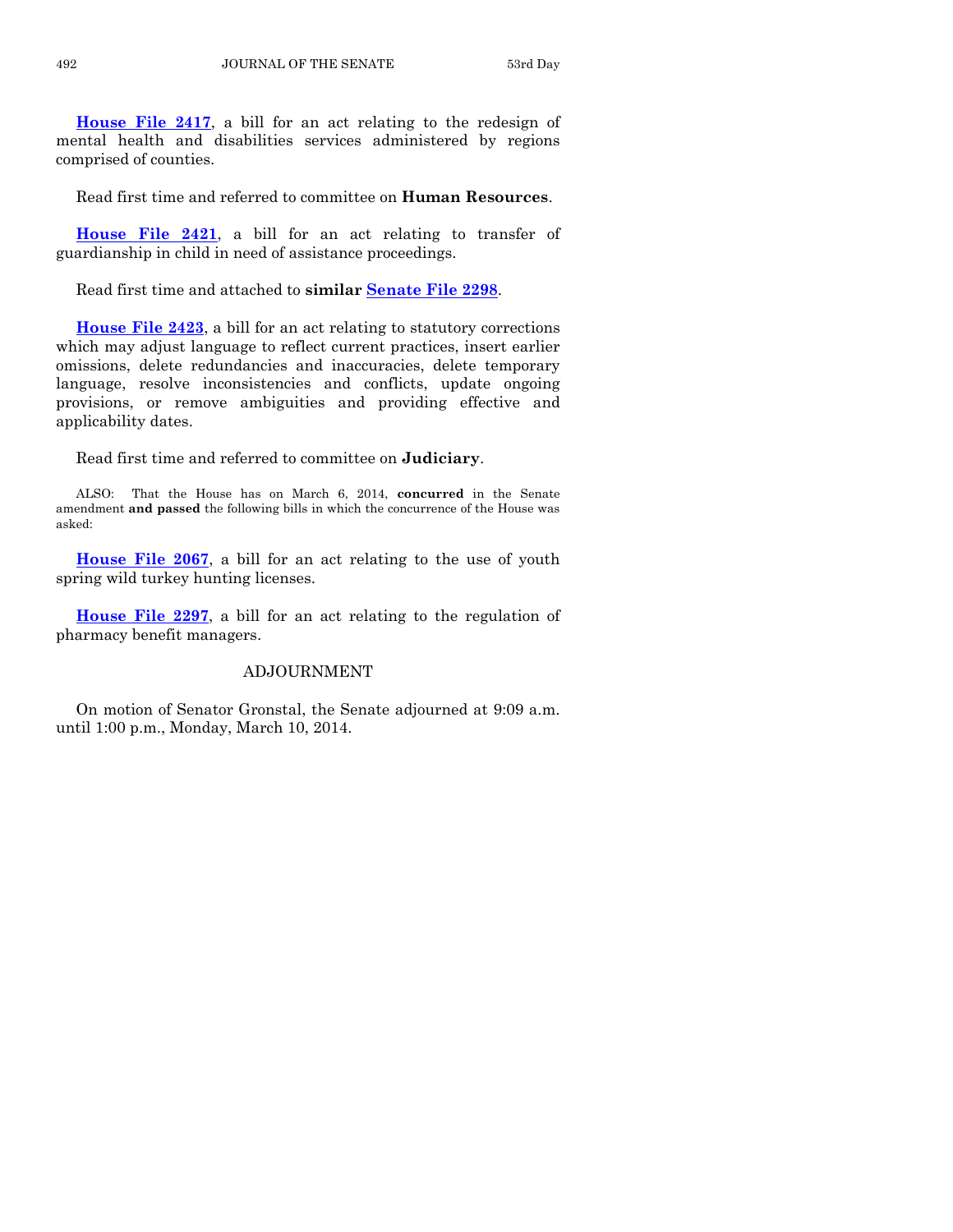**House File 2417**, a bill for an act relating to the redesign of mental health and disabilities services administered by regions comprised of counties.

Read first time and referred to committee on **Human Resources**.

**House File 2421**, a bill for an act relating to transfer of guardianship in child in need of assistance proceedings.

Read first time and attached to **similar Senate File 2298**.

**House File 2423**, a bill for an act relating to statutory corrections which may adjust language to reflect current practices, insert earlier omissions, delete redundancies and inaccuracies, delete temporary language, resolve inconsistencies and conflicts, update ongoing provisions, or remove ambiguities and providing effective and applicability dates.

Read first time and referred to committee on **Judiciary**.

ALSO: That the House has on March 6, 2014, **concurred** in the Senate amendment **and passed** the following bills in which the concurrence of the House was asked:

**House File 2067**, a bill for an act relating to the use of youth spring wild turkey hunting licenses.

**House File 2297**, a bill for an act relating to the regulation of pharmacy benefit managers.

## ADJOURNMENT

On motion of Senator Gronstal, the Senate adjourned at 9:09 a.m. until 1:00 p.m., Monday, March 10, 2014.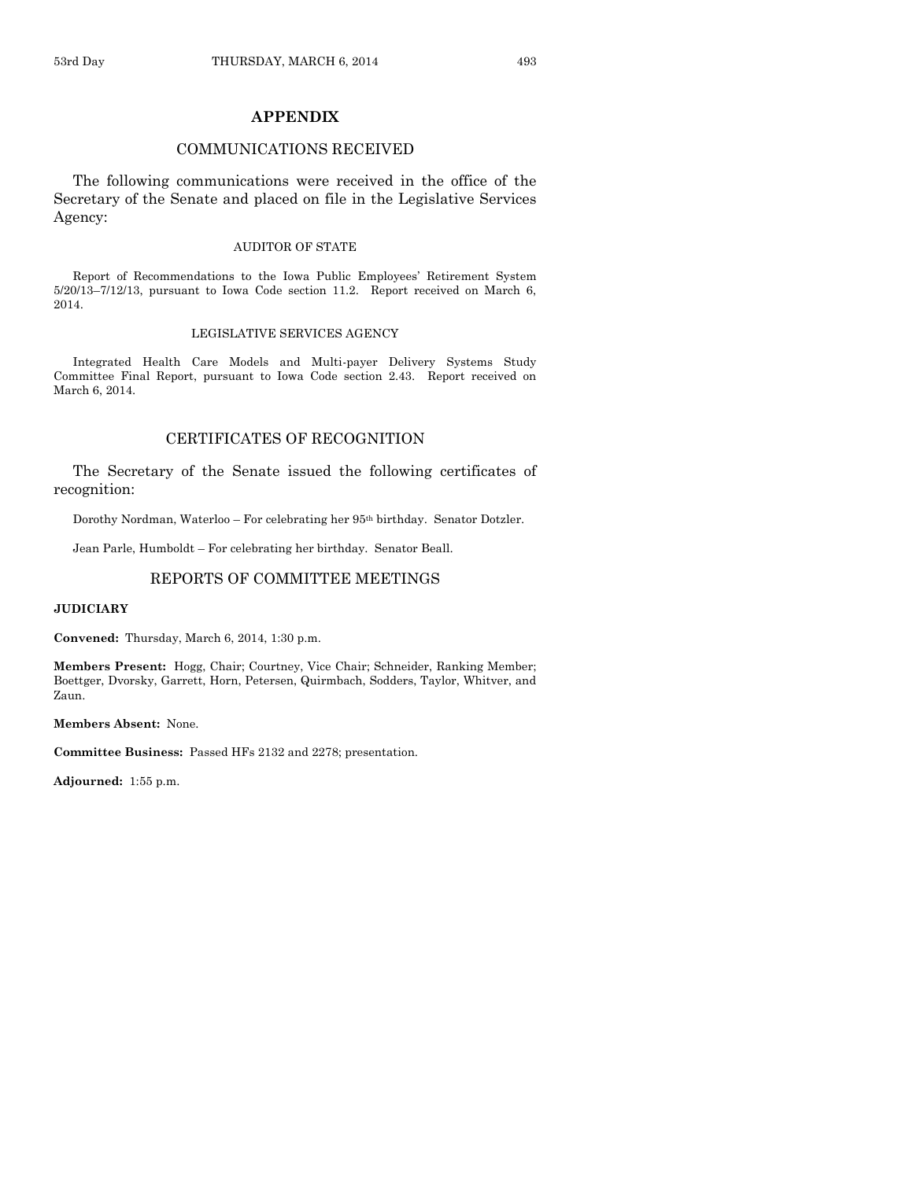## APPENDIX

### COMMUNICATIONS RECEIVED

The following communications were received in the office of the Secretary of the Senate and placed on file in the Legislative Services Agency:

#### AUDITOR OF STATE

Report of Recommendations to the Iowa Public Employees' Retirement System 5/20/13–7/12/13, pursuant to Iowa Code section 11.2. Report received on March 6, 2014.

#### LEGISLATIVE SERVICES AGENCY

Integrated Health Care Models and Multi-payer Delivery Systems Study Committee Final Report, pursuant to Iowa Code section 2.43. Report received on March 6, 2014.

### CERTIFICATES OF RECOGNITION

The Secretary of the Senate issued the following certificates of recognition:

Dorothy Nordman, Waterloo – For celebrating her 95th birthday. Senator Dotzler.

Jean Parle, Humboldt – For celebrating her birthday. Senator Beall.

### REPORTS OF COMMITTEE MEETINGS

**JUDICIARY**

**Convened:** Thursday, March 6, 2014, 1:30 p.m.

**Members Present:** Hogg, Chair; Courtney, Vice Chair; Schneider, Ranking Member; Boettger, Dvorsky, Garrett, Horn, Petersen, Quirmbach, Sodders, Taylor, Whitver, and Zaun.

**Members Absent:** None.

**Committee Business:** Passed HFs 2132 and 2278; presentation.

**Adjourned:** 1:55 p.m.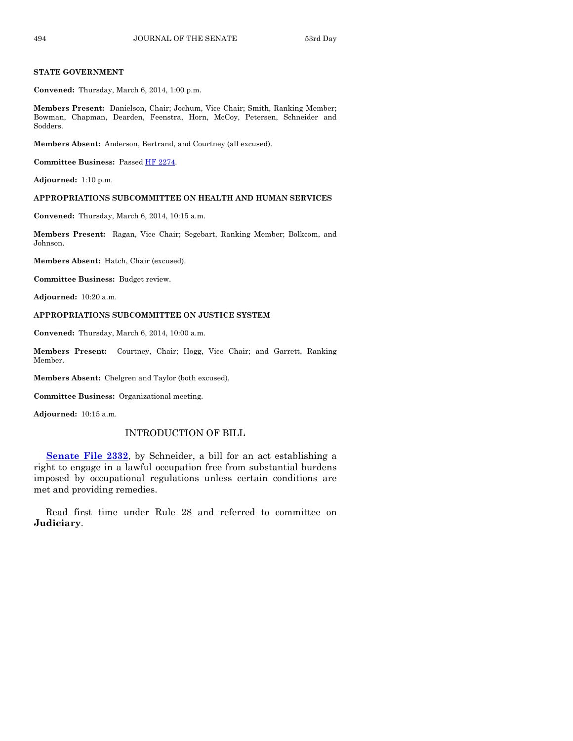**STATE GOVERNMENT**

**Convened:** Thursday, March 6, 2014, 1:00 p.m.

**Members Present:** Danielson, Chair; Jochum, Vice Chair; Smith, Ranking Member; Bowman, Chapman, Dearden, Feenstra, Horn, McCoy, Petersen, Schneider and Sodders.

**Members Absent:** Anderson, Bertrand, and Courtney (all excused).

**Committee Business:** Passed HF 2274.

**Adjourned:** 1:10 p.m.

**APPROPRIATIONS SUBCOMMITTEE ON HEALTH AND HUMAN SERVICES**

**Convened:** Thursday, March 6, 2014, 10:15 a.m.

**Members Present:** Ragan, Vice Chair; Segebart, Ranking Member; Bolkcom, and Johnson.

**Members Absent:** Hatch, Chair (excused).

**Committee Business:** Budget review.

**Adjourned:** 10:20 a.m.

**APPROPRIATIONS SUBCOMMITTEE ON JUSTICE SYSTEM**

**Convened:** Thursday, March 6, 2014, 10:00 a.m.

**Members Present:** Courtney, Chair; Hogg, Vice Chair; and Garrett, Ranking Member.

**Members Absent:** Chelgren and Taylor (both excused).

**Committee Business:** Organizational meeting.

**Adjourned:** 10:15 a.m.

## INTRODUCTION OF BILL

**Senate File 2332**, by Schneider, a bill for an act establishing a right to engage in a lawful occupation free from substantial burdens imposed by occupational regulations unless certain conditions are met and providing remedies.

Read first time under Rule 28 and referred to committee on **Judiciary**.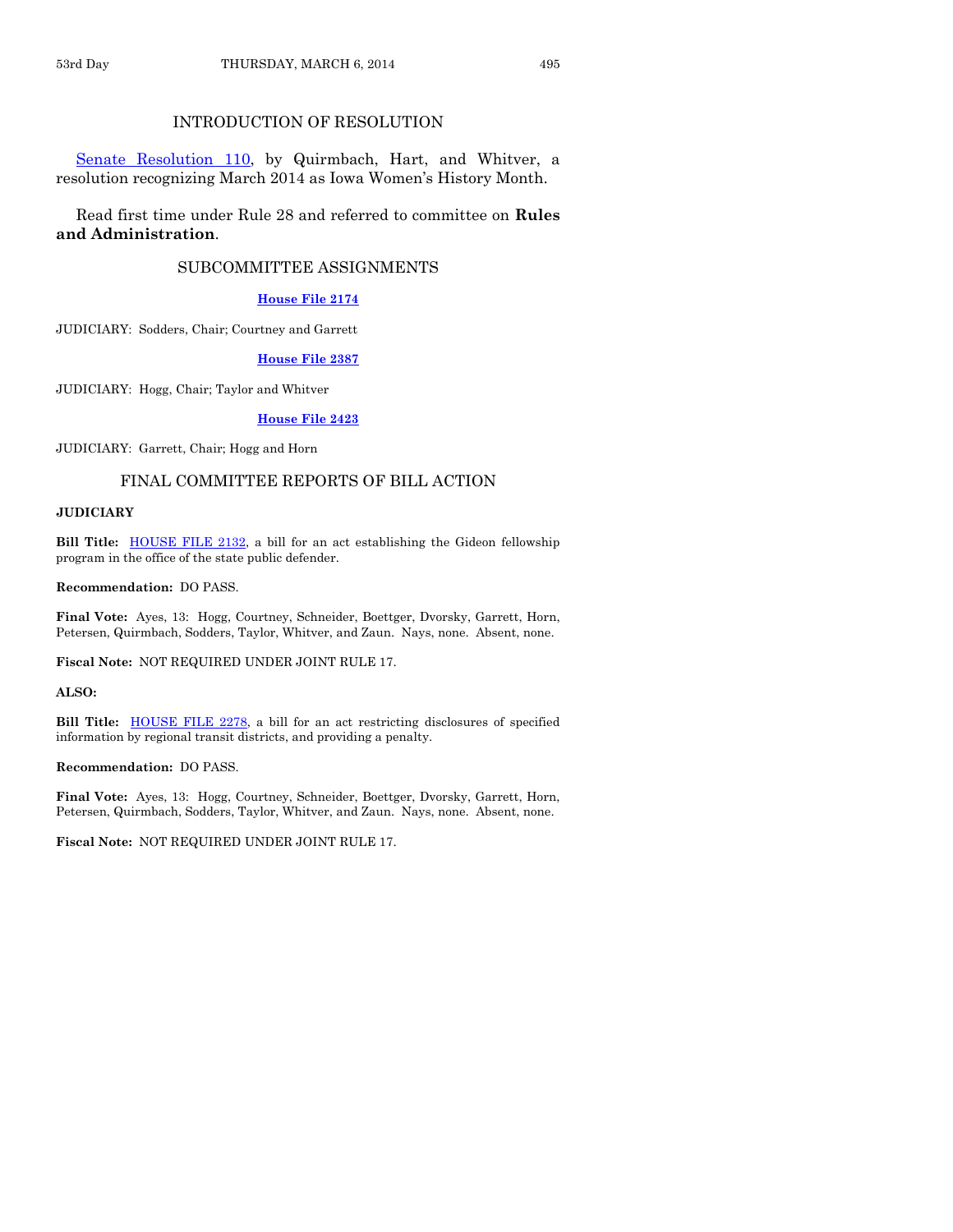## INTRODUCTION OF RESOLUTION

Senate Resolution 110, by Quirmbach, Hart, and Whitver, a resolution recognizing March 2014 as Iowa Women's History Month.

Read first time under Rule 28 and referred to committee on **Rules and Administration**.

## SUBCOMMITTEE ASSIGNMENTS

**House File 2174**

JUDICIARY: Sodders, Chair; Courtney and Garrett

**House File 2387**

JUDICIARY: Hogg, Chair; Taylor and Whitver

**House File 2423**

JUDICIARY: Garrett, Chair; Hogg and Horn

## FINAL COMMITTEE REPORTS OF BILL ACTION

**JUDICIARY**

**Bill Title:** HOUSE FILE 2132, a bill for an act establishing the Gideon fellowship program in the office of the state public defender.

**Recommendation:** DO PASS.

**Final Vote:** Ayes, 13: Hogg, Courtney, Schneider, Boettger, Dvorsky, Garrett, Horn, Petersen, Quirmbach, Sodders, Taylor, Whitver, and Zaun. Nays, none. Absent, none.

**Fiscal Note:** NOT REQUIRED UNDER JOINT RULE 17.

**ALSO:**

**Bill Title:** HOUSE FILE 2278, a bill for an act restricting disclosures of specified information by regional transit districts, and providing a penalty.

**Recommendation:** DO PASS.

**Final Vote:** Ayes, 13: Hogg, Courtney, Schneider, Boettger, Dvorsky, Garrett, Horn, Petersen, Quirmbach, Sodders, Taylor, Whitver, and Zaun. Nays, none. Absent, none.

**Fiscal Note:** NOT REQUIRED UNDER JOINT RULE 17.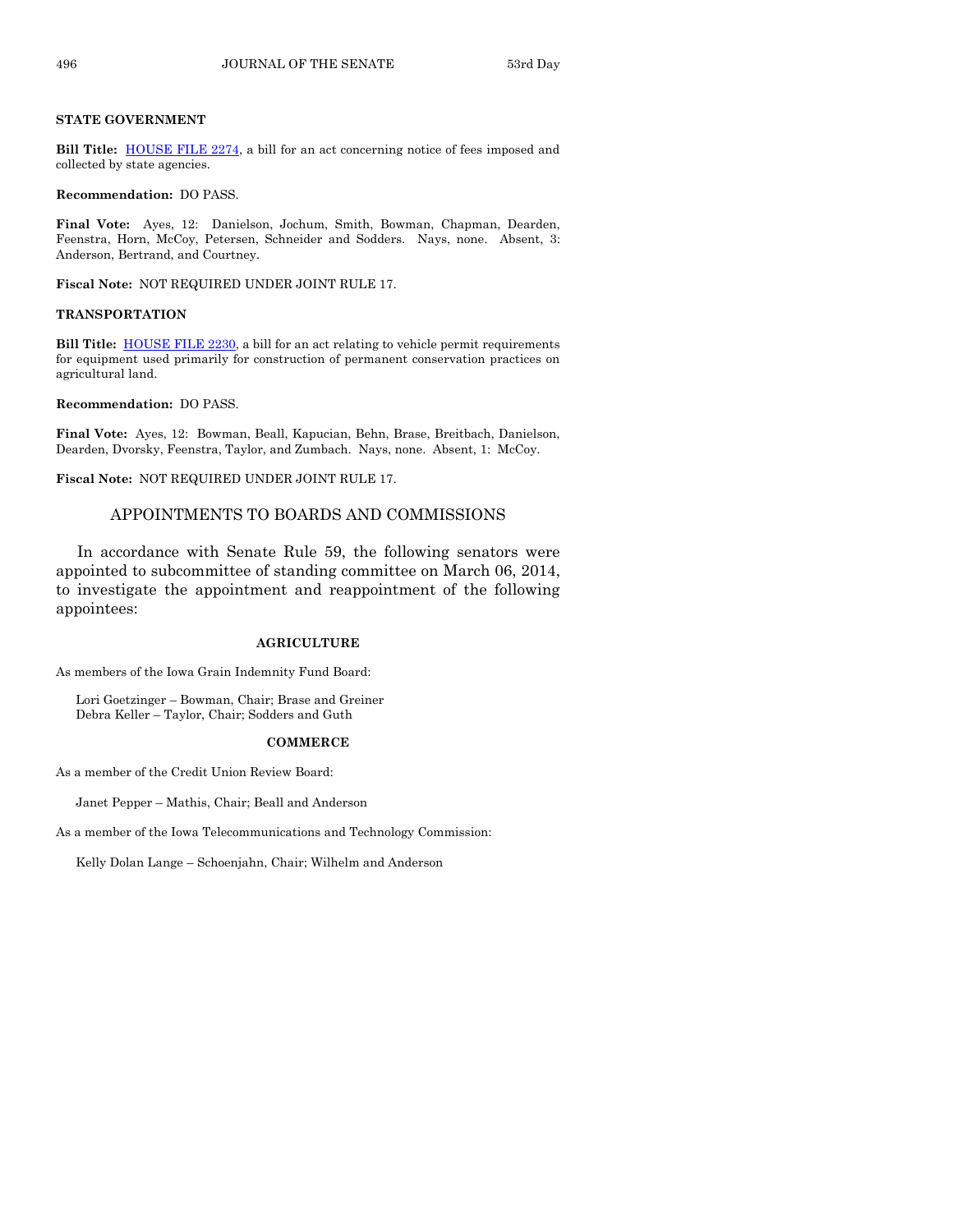**STATE GOVERNMENT**

**Bill Title:** HOUSE FILE 2274, a bill for an act concerning notice of fees imposed and collected by state agencies.

**Recommendation:** DO PASS.

**Final Vote:** Ayes, 12: Danielson, Jochum, Smith, Bowman, Chapman, Dearden, Feenstra, Horn, McCoy, Petersen, Schneider and Sodders. Nays, none. Absent, 3: Anderson, Bertrand, and Courtney.

**Fiscal Note:** NOT REQUIRED UNDER JOINT RULE 17.

**TRANSPORTATION**

**Bill Title:** HOUSE FILE 2230, a bill for an act relating to vehicle permit requirements for equipment used primarily for construction of permanent conservation practices on agricultural land.

**Recommendation:** DO PASS.

**Final Vote:** Ayes, 12: Bowman, Beall, Kapucian, Behn, Brase, Breitbach, Danielson, Dearden, Dvorsky, Feenstra, Taylor, and Zumbach. Nays, none. Absent, 1: McCoy.

**Fiscal Note:** NOT REQUIRED UNDER JOINT RULE 17.

## APPOINTMENTS TO BOARDS AND COMMISSIONS

In accordance with Senate Rule 59, the following senators were appointed to subcommittee of standing committee on March 06, 2014, to investigate the appointment and reappointment of the following appointees:

**AGRICULTURE**

As members of the Iowa Grain Indemnity Fund Board:

Lori Goetzinger – Bowman, Chair; Brase and Greiner
Debra Keller – Taylor, Chair; Sodders and Guth

**COMMERCE**

As a member of the Credit Union Review Board:

Janet Pepper – Mathis, Chair; Beall and Anderson

As a member of the Iowa Telecommunications and Technology Commission:

Kelly Dolan Lange – Schoenjahn, Chair; Wilhelm and Anderson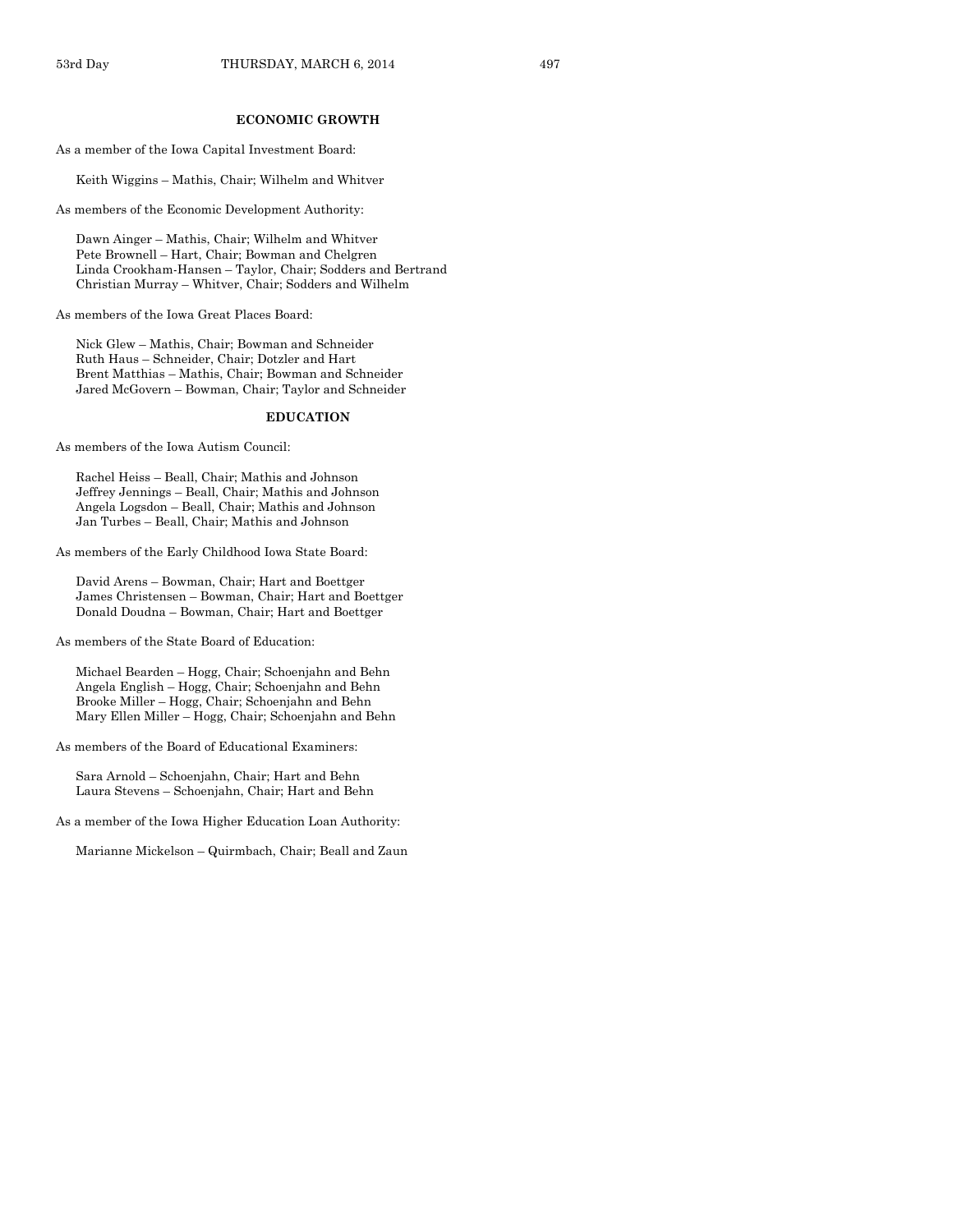## ECONOMIC GROWTH

As a member of the Iowa Capital Investment Board:

Keith Wiggins – Mathis, Chair; Wilhelm and Whitver

As members of the Economic Development Authority:

Dawn Ainger – Mathis, Chair; Wilhelm and Whitver
Pete Brownell – Hart, Chair; Bowman and Chelgren
Linda Crookham-Hansen – Taylor, Chair; Sodders and Bertrand
Christian Murray – Whitver, Chair; Sodders and Wilhelm

As members of the Iowa Great Places Board:

Nick Glew – Mathis, Chair; Bowman and Schneider
Ruth Haus – Schneider, Chair; Dotzler and Hart
Brent Matthias – Mathis, Chair; Bowman and Schneider
Jared McGovern – Bowman, Chair; Taylor and Schneider

## EDUCATION

As members of the Iowa Autism Council:

Rachel Heiss – Beall, Chair; Mathis and Johnson
Jeffrey Jennings – Beall, Chair; Mathis and Johnson
Angela Logsdon – Beall, Chair; Mathis and Johnson
Jan Turbes – Beall, Chair; Mathis and Johnson

As members of the Early Childhood Iowa State Board:

David Arens – Bowman, Chair; Hart and Boettger
James Christensen – Bowman, Chair; Hart and Boettger
Donald Doudna – Bowman, Chair; Hart and Boettger

As members of the State Board of Education:

Michael Bearden – Hogg, Chair; Schoenjahn and Behn
Angela English – Hogg, Chair; Schoenjahn and Behn
Brooke Miller – Hogg, Chair; Schoenjahn and Behn
Mary Ellen Miller – Hogg, Chair; Schoenjahn and Behn

As members of the Board of Educational Examiners:

Sara Arnold – Schoenjahn, Chair; Hart and Behn
Laura Stevens – Schoenjahn, Chair; Hart and Behn

As a member of the Iowa Higher Education Loan Authority:

Marianne Mickelson – Quirmbach, Chair; Beall and Zaun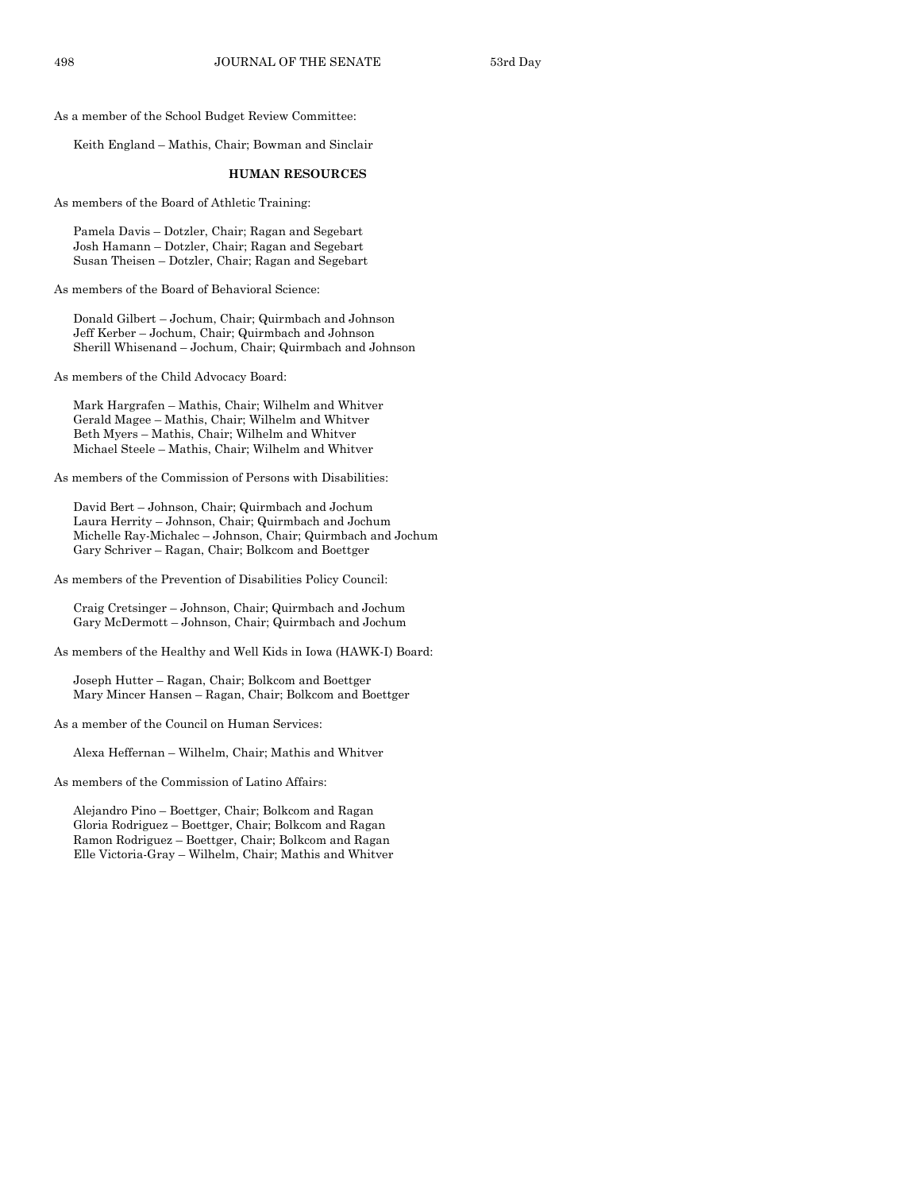As a member of the School Budget Review Committee:

Keith England – Mathis, Chair; Bowman and Sinclair

**HUMAN RESOURCES**

As members of the Board of Athletic Training:

Pamela Davis – Dotzler, Chair; Ragan and Segebart
Josh Hamann – Dotzler, Chair; Ragan and Segebart
Susan Theisen – Dotzler, Chair; Ragan and Segebart

As members of the Board of Behavioral Science:

Donald Gilbert – Jochum, Chair; Quirmbach and Johnson
Jeff Kerber – Jochum, Chair; Quirmbach and Johnson
Sherill Whisenand – Jochum, Chair; Quirmbach and Johnson

As members of the Child Advocacy Board:

Mark Hargrafen – Mathis, Chair; Wilhelm and Whitver
Gerald Magee – Mathis, Chair; Wilhelm and Whitver
Beth Myers – Mathis, Chair; Wilhelm and Whitver
Michael Steele – Mathis, Chair; Wilhelm and Whitver

As members of the Commission of Persons with Disabilities:

David Bert – Johnson, Chair; Quirmbach and Jochum
Laura Herrity – Johnson, Chair; Quirmbach and Jochum
Michelle Ray-Michalec – Johnson, Chair; Quirmbach and Jochum
Gary Schriver – Ragan, Chair; Bolkcom and Boettger

As members of the Prevention of Disabilities Policy Council:

Craig Cretsinger – Johnson, Chair; Quirmbach and Jochum
Gary McDermott – Johnson, Chair; Quirmbach and Jochum

As members of the Healthy and Well Kids in Iowa (HAWK-I) Board:

Joseph Hutter – Ragan, Chair; Bolkcom and Boettger
Mary Mincer Hansen – Ragan, Chair; Bolkcom and Boettger

As a member of the Council on Human Services:

Alexa Heffernan – Wilhelm, Chair; Mathis and Whitver

As members of the Commission of Latino Affairs:

Alejandro Pino – Boettger, Chair; Bolkcom and Ragan
Gloria Rodriguez – Boettger, Chair; Bolkcom and Ragan
Ramon Rodriguez – Boettger, Chair; Bolkcom and Ragan
Elle Victoria-Gray – Wilhelm, Chair; Mathis and Whitver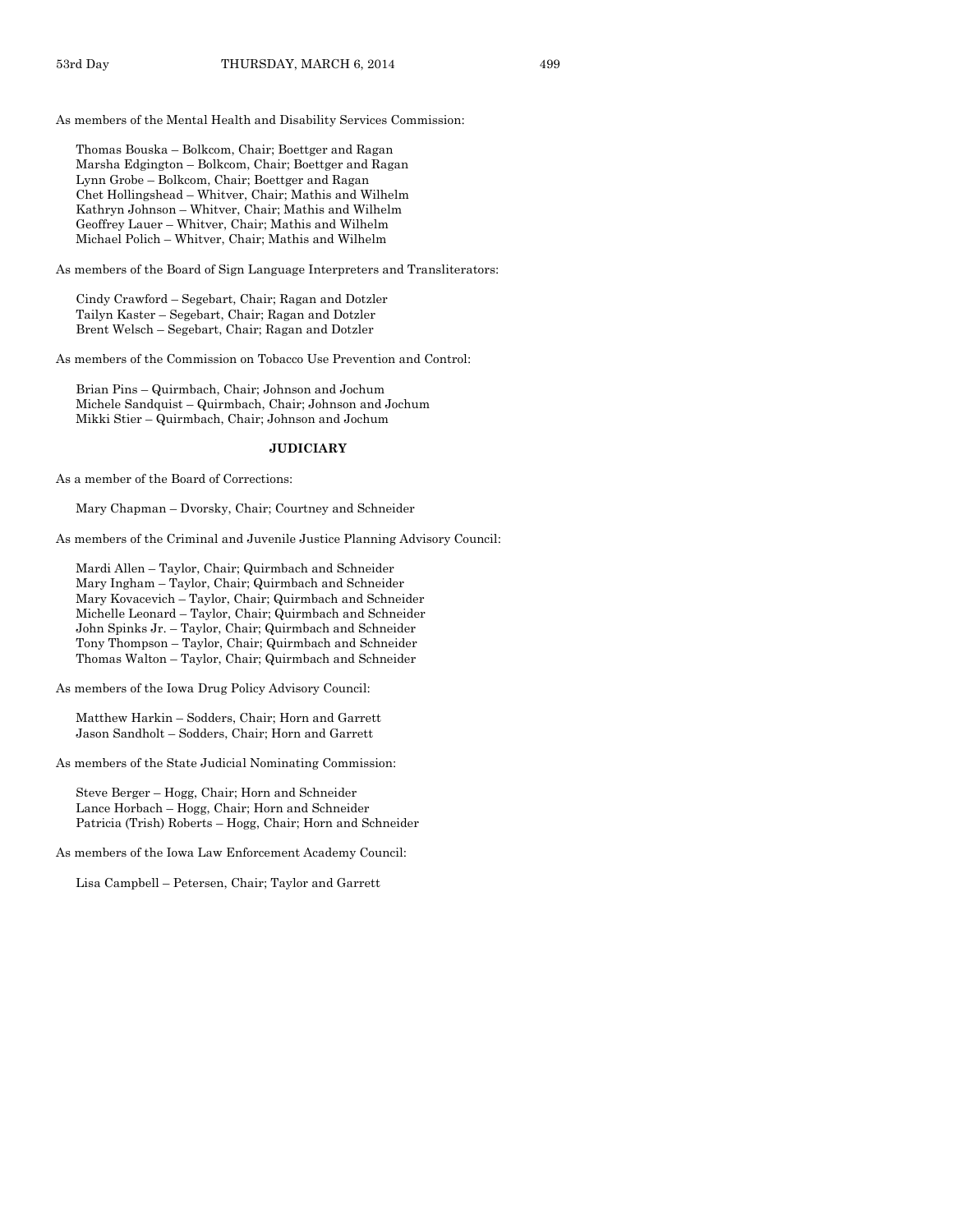As members of the Mental Health and Disability Services Commission:

Thomas Bouska – Bolkcom, Chair; Boettger and Ragan
Marsha Edgington – Bolkcom, Chair; Boettger and Ragan
Lynn Grobe – Bolkcom, Chair; Boettger and Ragan
Chet Hollingshead – Whitver, Chair; Mathis and Wilhelm
Kathryn Johnson – Whitver, Chair; Mathis and Wilhelm
Geoffrey Lauer – Whitver, Chair; Mathis and Wilhelm
Michael Polich – Whitver, Chair; Mathis and Wilhelm

As members of the Board of Sign Language Interpreters and Transliterators:

Cindy Crawford – Segebart, Chair; Ragan and Dotzler
Tailyn Kaster – Segebart, Chair; Ragan and Dotzler
Brent Welsch – Segebart, Chair; Ragan and Dotzler

As members of the Commission on Tobacco Use Prevention and Control:

Brian Pins – Quirmbach, Chair; Johnson and Jochum
Michele Sandquist – Quirmbach, Chair; Johnson and Jochum
Mikki Stier – Quirmbach, Chair; Johnson and Jochum

**JUDICIARY**

As a member of the Board of Corrections:

Mary Chapman – Dvorsky, Chair; Courtney and Schneider

As members of the Criminal and Juvenile Justice Planning Advisory Council:

Mardi Allen – Taylor, Chair; Quirmbach and Schneider
Mary Ingham – Taylor, Chair; Quirmbach and Schneider
Mary Kovacevich – Taylor, Chair; Quirmbach and Schneider
Michelle Leonard – Taylor, Chair; Quirmbach and Schneider
John Spinks Jr. – Taylor, Chair; Quirmbach and Schneider
Tony Thompson – Taylor, Chair; Quirmbach and Schneider
Thomas Walton – Taylor, Chair; Quirmbach and Schneider

As members of the Iowa Drug Policy Advisory Council:

Matthew Harkin – Sodders, Chair; Horn and Garrett
Jason Sandholt – Sodders, Chair; Horn and Garrett

As members of the State Judicial Nominating Commission:

Steve Berger – Hogg, Chair; Horn and Schneider
Lance Horbach – Hogg, Chair; Horn and Schneider
Patricia (Trish) Roberts – Hogg, Chair; Horn and Schneider

As members of the Iowa Law Enforcement Academy Council:

Lisa Campbell – Petersen, Chair; Taylor and Garrett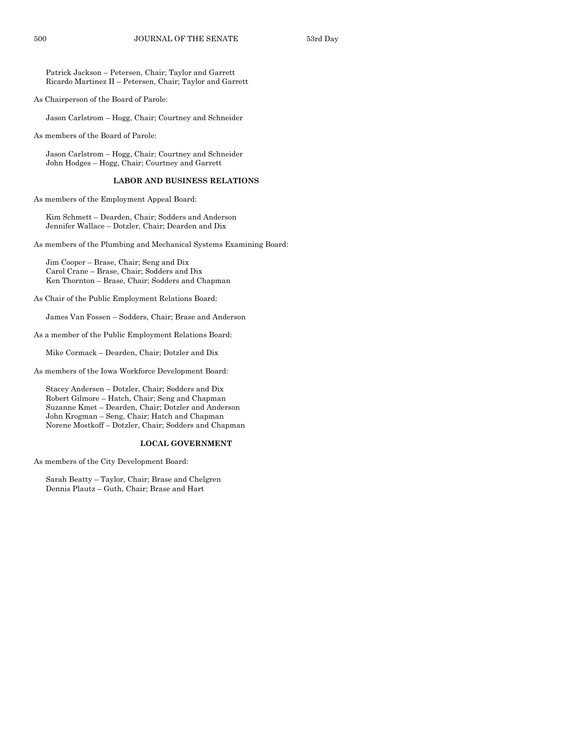Patrick Jackson – Petersen, Chair; Taylor and Garrett
Ricardo Martinez II – Petersen, Chair; Taylor and Garrett

As Chairperson of the Board of Parole:

Jason Carlstrom – Hogg, Chair; Courtney and Schneider

As members of the Board of Parole:

Jason Carlstrom – Hogg, Chair; Courtney and Schneider
John Hodges – Hogg, Chair; Courtney and Garrett

**LABOR AND BUSINESS RELATIONS**

As members of the Employment Appeal Board:

Kim Schmett – Dearden, Chair; Sodders and Anderson
Jennifer Wallace – Dotzler, Chair; Dearden and Dix

As members of the Plumbing and Mechanical Systems Examining Board:

Jim Cooper – Brase, Chair; Seng and Dix
Carol Crane – Brase, Chair; Sodders and Dix
Ken Thornton – Brase, Chair; Sodders and Chapman

As Chair of the Public Employment Relations Board:

James Van Fossen – Sodders, Chair; Brase and Anderson

As a member of the Public Employment Relations Board:

Mike Cormack – Dearden, Chair; Dotzler and Dix

As members of the Iowa Workforce Development Board:

Stacey Andersen – Dotzler, Chair; Sodders and Dix
Robert Gilmore – Hatch, Chair; Seng and Chapman
Suzanne Kmet – Dearden, Chair; Dotzler and Anderson
John Krogman – Seng, Chair; Hatch and Chapman
Norene Mostkoff – Dotzler, Chair; Sodders and Chapman

**LOCAL GOVERNMENT**

As members of the City Development Board:

Sarah Beatty – Taylor, Chair; Brase and Chelgren
Dennis Plautz – Guth, Chair; Brase and Hart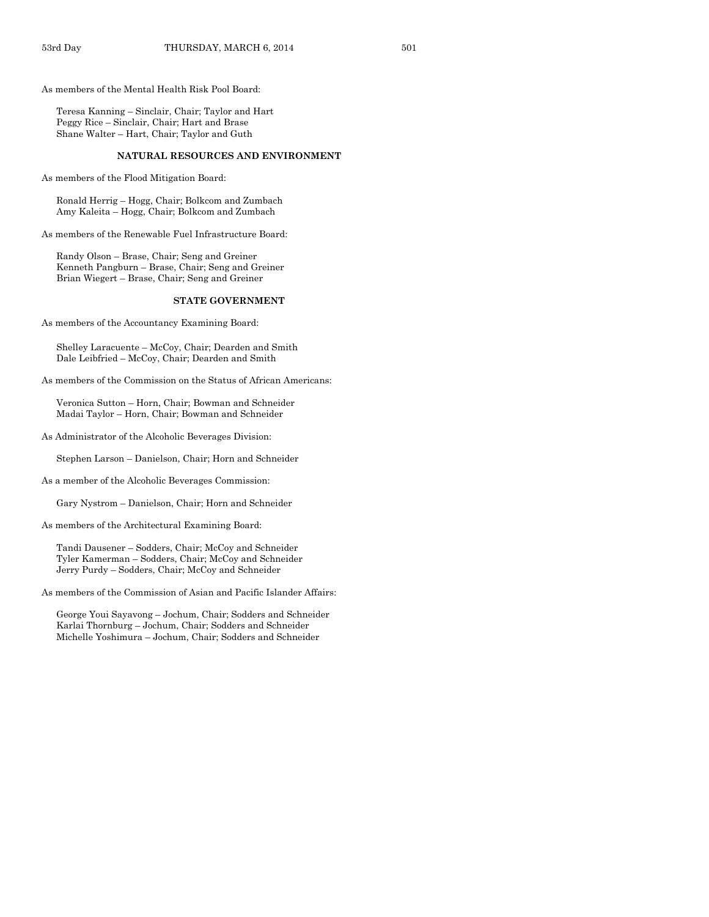As members of the Mental Health Risk Pool Board:

Teresa Kanning – Sinclair, Chair; Taylor and Hart
Peggy Rice – Sinclair, Chair; Hart and Brase
Shane Walter – Hart, Chair; Taylor and Guth

**NATURAL RESOURCES AND ENVIRONMENT**

As members of the Flood Mitigation Board:

Ronald Herrig – Hogg, Chair; Bolkcom and Zumbach
Amy Kaleita – Hogg, Chair; Bolkcom and Zumbach

As members of the Renewable Fuel Infrastructure Board:

Randy Olson – Brase, Chair; Seng and Greiner
Kenneth Pangburn – Brase, Chair; Seng and Greiner
Brian Wiegert – Brase, Chair; Seng and Greiner

**STATE GOVERNMENT**

As members of the Accountancy Examining Board:

Shelley Laracuente – McCoy, Chair; Dearden and Smith
Dale Leibfried – McCoy, Chair; Dearden and Smith

As members of the Commission on the Status of African Americans:

Veronica Sutton – Horn, Chair; Bowman and Schneider
Madai Taylor – Horn, Chair; Bowman and Schneider

As Administrator of the Alcoholic Beverages Division:

Stephen Larson – Danielson, Chair; Horn and Schneider

As a member of the Alcoholic Beverages Commission:

Gary Nystrom – Danielson, Chair; Horn and Schneider

As members of the Architectural Examining Board:

Tandi Dausener – Sodders, Chair; McCoy and Schneider
Tyler Kamerman – Sodders, Chair; McCoy and Schneider
Jerry Purdy – Sodders, Chair; McCoy and Schneider

As members of the Commission of Asian and Pacific Islander Affairs:

George Youi Sayavong – Jochum, Chair; Sodders and Schneider
Karlai Thornburg – Jochum, Chair; Sodders and Schneider
Michelle Yoshimura – Jochum, Chair; Sodders and Schneider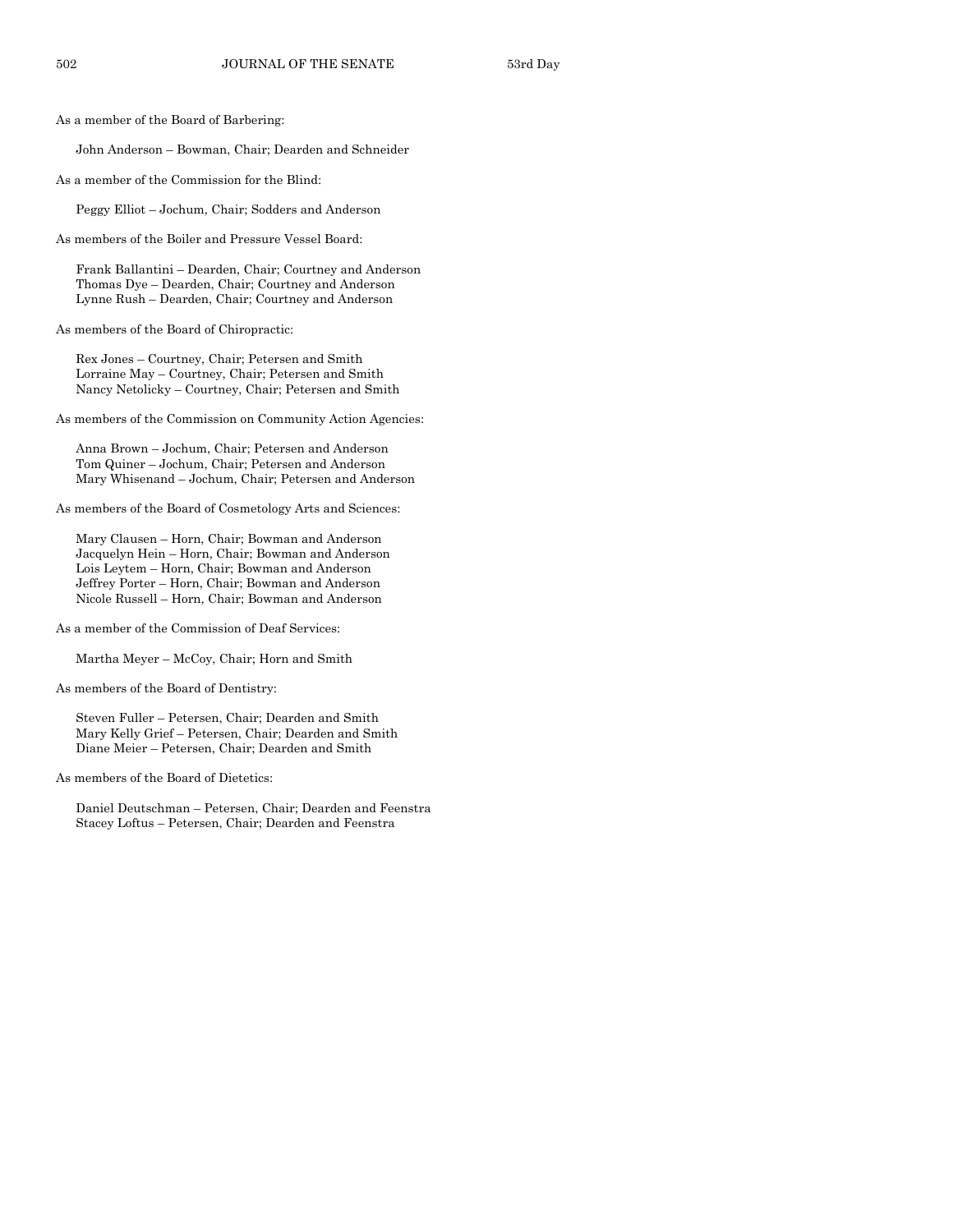As a member of the Board of Barbering:

John Anderson – Bowman, Chair; Dearden and Schneider

As a member of the Commission for the Blind:

Peggy Elliot – Jochum, Chair; Sodders and Anderson

As members of the Boiler and Pressure Vessel Board:

Frank Ballantini – Dearden, Chair; Courtney and Anderson
Thomas Dye – Dearden, Chair; Courtney and Anderson
Lynne Rush – Dearden, Chair; Courtney and Anderson

As members of the Board of Chiropractic:

Rex Jones – Courtney, Chair; Petersen and Smith
Lorraine May – Courtney, Chair; Petersen and Smith
Nancy Netolicky – Courtney, Chair; Petersen and Smith

As members of the Commission on Community Action Agencies:

Anna Brown – Jochum, Chair; Petersen and Anderson
Tom Quiner – Jochum, Chair; Petersen and Anderson
Mary Whisenand – Jochum, Chair; Petersen and Anderson

As members of the Board of Cosmetology Arts and Sciences:

Mary Clausen – Horn, Chair; Bowman and Anderson
Jacquelyn Hein – Horn, Chair; Bowman and Anderson
Lois Leytem – Horn, Chair; Bowman and Anderson
Jeffrey Porter – Horn, Chair; Bowman and Anderson
Nicole Russell – Horn, Chair; Bowman and Anderson

As a member of the Commission of Deaf Services:

Martha Meyer – McCoy, Chair; Horn and Smith

As members of the Board of Dentistry:

Steven Fuller – Petersen, Chair; Dearden and Smith
Mary Kelly Grief – Petersen, Chair; Dearden and Smith
Diane Meier – Petersen, Chair; Dearden and Smith

As members of the Board of Dietetics:

Daniel Deutschman – Petersen, Chair; Dearden and Feenstra
Stacey Loftus – Petersen, Chair; Dearden and Feenstra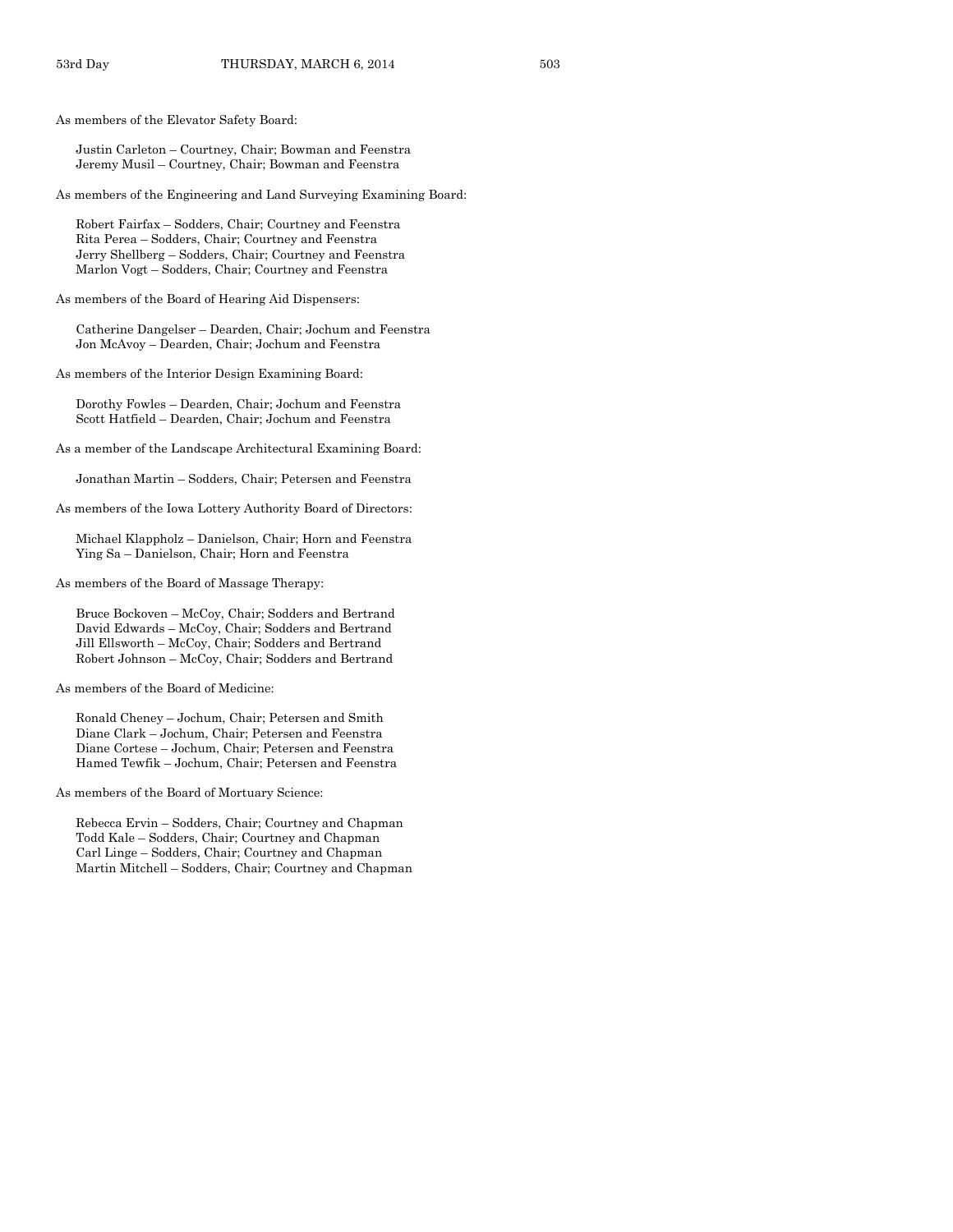As members of the Elevator Safety Board:

Justin Carleton – Courtney, Chair; Bowman and Feenstra
Jeremy Musil – Courtney, Chair; Bowman and Feenstra

As members of the Engineering and Land Surveying Examining Board:

Robert Fairfax – Sodders, Chair; Courtney and Feenstra
Rita Perea – Sodders, Chair; Courtney and Feenstra
Jerry Shellberg – Sodders, Chair; Courtney and Feenstra
Marlon Vogt – Sodders, Chair; Courtney and Feenstra

As members of the Board of Hearing Aid Dispensers:

Catherine Dangelser – Dearden, Chair; Jochum and Feenstra
Jon McAvoy – Dearden, Chair; Jochum and Feenstra

As members of the Interior Design Examining Board:

Dorothy Fowles – Dearden, Chair; Jochum and Feenstra
Scott Hatfield – Dearden, Chair; Jochum and Feenstra

As a member of the Landscape Architectural Examining Board:

Jonathan Martin – Sodders, Chair; Petersen and Feenstra

As members of the Iowa Lottery Authority Board of Directors:

Michael Klappholz – Danielson, Chair; Horn and Feenstra
Ying Sa – Danielson, Chair; Horn and Feenstra

As members of the Board of Massage Therapy:

Bruce Bockoven – McCoy, Chair; Sodders and Bertrand
David Edwards – McCoy, Chair; Sodders and Bertrand
Jill Ellsworth – McCoy, Chair; Sodders and Bertrand
Robert Johnson – McCoy, Chair; Sodders and Bertrand

As members of the Board of Medicine:

Ronald Cheney – Jochum, Chair; Petersen and Smith
Diane Clark – Jochum, Chair; Petersen and Feenstra
Diane Cortese – Jochum, Chair; Petersen and Feenstra
Hamed Tewfik – Jochum, Chair; Petersen and Feenstra

As members of the Board of Mortuary Science:

Rebecca Ervin – Sodders, Chair; Courtney and Chapman
Todd Kale – Sodders, Chair; Courtney and Chapman
Carl Linge – Sodders, Chair; Courtney and Chapman
Martin Mitchell – Sodders, Chair; Courtney and Chapman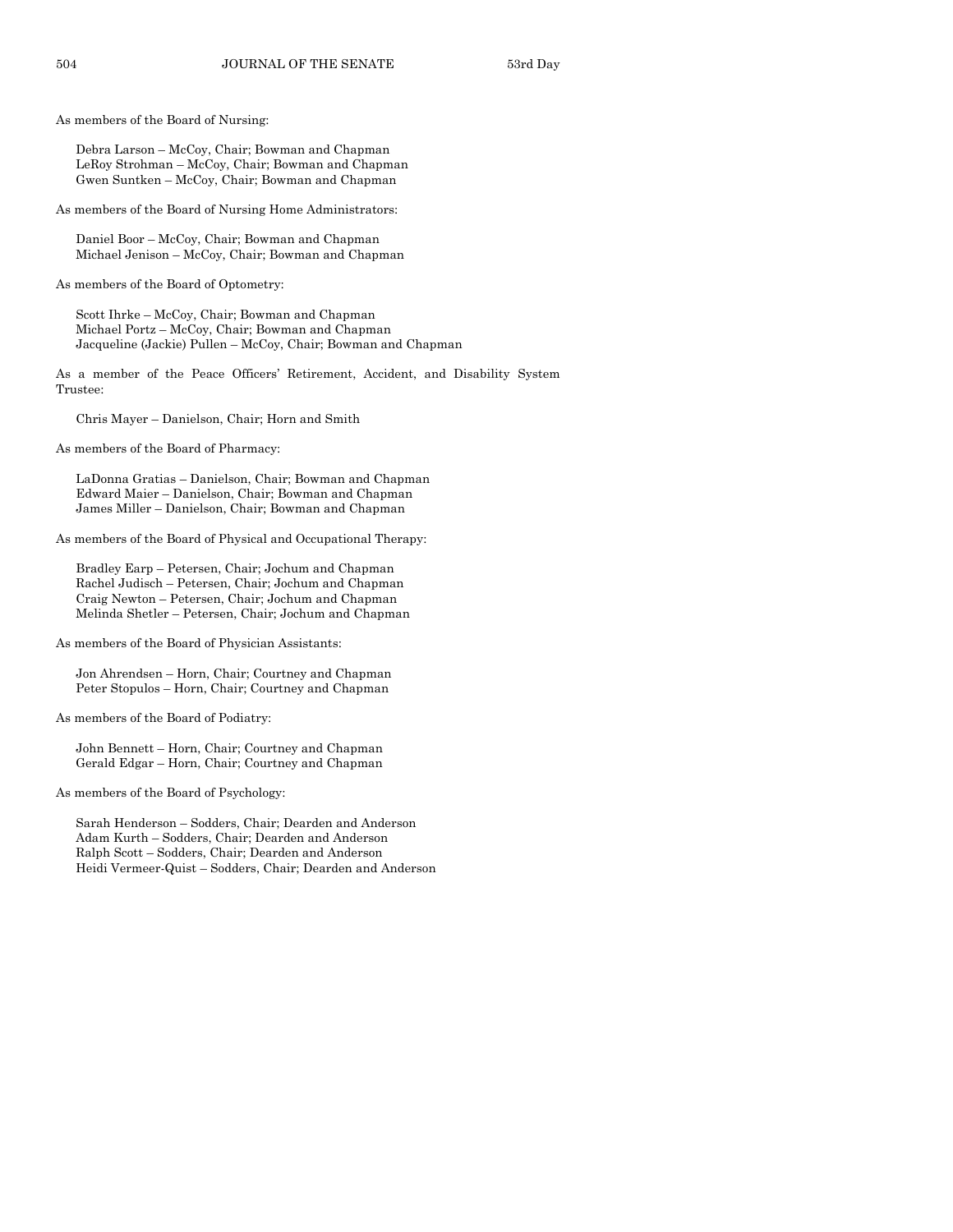As members of the Board of Nursing:

Debra Larson – McCoy, Chair; Bowman and Chapman
LeRoy Strohman – McCoy, Chair; Bowman and Chapman
Gwen Suntken – McCoy, Chair; Bowman and Chapman

As members of the Board of Nursing Home Administrators:

Daniel Boor – McCoy, Chair; Bowman and Chapman
Michael Jenison – McCoy, Chair; Bowman and Chapman

As members of the Board of Optometry:

Scott Ihrke – McCoy, Chair; Bowman and Chapman
Michael Portz – McCoy, Chair; Bowman and Chapman
Jacqueline (Jackie) Pullen – McCoy, Chair; Bowman and Chapman

As a member of the Peace Officers' Retirement, Accident, and Disability System Trustee:

Chris Mayer – Danielson, Chair; Horn and Smith

As members of the Board of Pharmacy:

LaDonna Gratias – Danielson, Chair; Bowman and Chapman
Edward Maier – Danielson, Chair; Bowman and Chapman
James Miller – Danielson, Chair; Bowman and Chapman

As members of the Board of Physical and Occupational Therapy:

Bradley Earp – Petersen, Chair; Jochum and Chapman
Rachel Judisch – Petersen, Chair; Jochum and Chapman
Craig Newton – Petersen, Chair; Jochum and Chapman
Melinda Shetler – Petersen, Chair; Jochum and Chapman

As members of the Board of Physician Assistants:

Jon Ahrendsen – Horn, Chair; Courtney and Chapman
Peter Stopulos – Horn, Chair; Courtney and Chapman

As members of the Board of Podiatry:

John Bennett – Horn, Chair; Courtney and Chapman
Gerald Edgar – Horn, Chair; Courtney and Chapman

As members of the Board of Psychology:

Sarah Henderson – Sodders, Chair; Dearden and Anderson
Adam Kurth – Sodders, Chair; Dearden and Anderson
Ralph Scott – Sodders, Chair; Dearden and Anderson
Heidi Vermeer-Quist – Sodders, Chair; Dearden and Anderson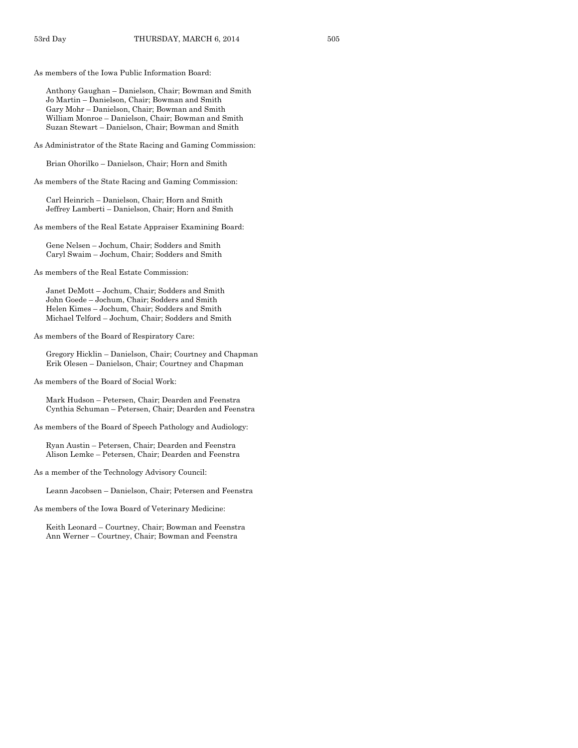As members of the Iowa Public Information Board:

Anthony Gaughan – Danielson, Chair; Bowman and Smith
Jo Martin – Danielson, Chair; Bowman and Smith
Gary Mohr – Danielson, Chair; Bowman and Smith
William Monroe – Danielson, Chair; Bowman and Smith
Suzan Stewart – Danielson, Chair; Bowman and Smith

As Administrator of the State Racing and Gaming Commission:

Brian Ohorilko – Danielson, Chair; Horn and Smith

As members of the State Racing and Gaming Commission:

Carl Heinrich – Danielson, Chair; Horn and Smith
Jeffrey Lamberti – Danielson, Chair; Horn and Smith

As members of the Real Estate Appraiser Examining Board:

Gene Nelsen – Jochum, Chair; Sodders and Smith
Caryl Swaim – Jochum, Chair; Sodders and Smith

As members of the Real Estate Commission:

Janet DeMott – Jochum, Chair; Sodders and Smith
John Goede – Jochum, Chair; Sodders and Smith
Helen Kimes – Jochum, Chair; Sodders and Smith
Michael Telford – Jochum, Chair; Sodders and Smith

As members of the Board of Respiratory Care:

Gregory Hicklin – Danielson, Chair; Courtney and Chapman
Erik Olesen – Danielson, Chair; Courtney and Chapman

As members of the Board of Social Work:

Mark Hudson – Petersen, Chair; Dearden and Feenstra
Cynthia Schuman – Petersen, Chair; Dearden and Feenstra

As members of the Board of Speech Pathology and Audiology:

Ryan Austin – Petersen, Chair; Dearden and Feenstra
Alison Lemke – Petersen, Chair; Dearden and Feenstra

As a member of the Technology Advisory Council:

Leann Jacobsen – Danielson, Chair; Petersen and Feenstra

As members of the Iowa Board of Veterinary Medicine:

Keith Leonard – Courtney, Chair; Bowman and Feenstra
Ann Werner – Courtney, Chair; Bowman and Feenstra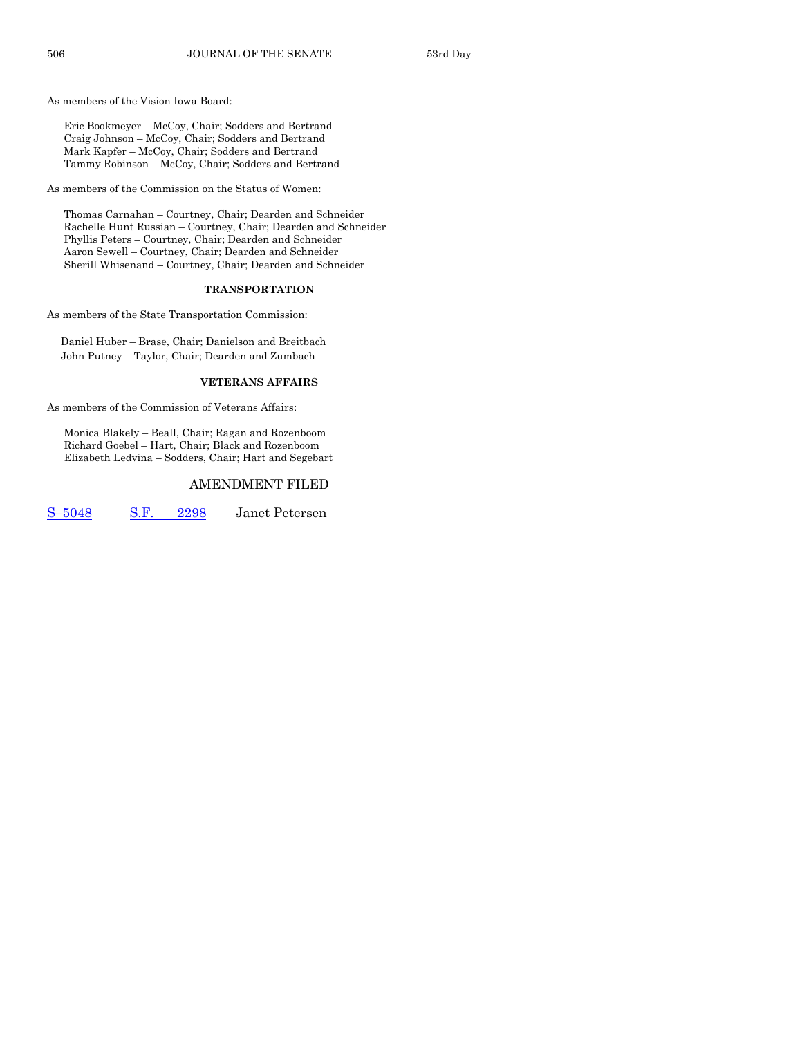As members of the Vision Iowa Board:

Eric Bookmeyer – McCoy, Chair; Sodders and Bertrand
Craig Johnson – McCoy, Chair; Sodders and Bertrand
Mark Kapfer – McCoy, Chair; Sodders and Bertrand
Tammy Robinson – McCoy, Chair; Sodders and Bertrand

As members of the Commission on the Status of Women:

Thomas Carnahan – Courtney, Chair; Dearden and Schneider
Rachelle Hunt Russian – Courtney, Chair; Dearden and Schneider
Phyllis Peters – Courtney, Chair; Dearden and Schneider
Aaron Sewell – Courtney, Chair; Dearden and Schneider
Sherill Whisenand – Courtney, Chair; Dearden and Schneider

**TRANSPORTATION**

As members of the State Transportation Commission:

Daniel Huber – Brase, Chair; Danielson and Breitbach
John Putney – Taylor, Chair; Dearden and Zumbach

**VETERANS AFFAIRS**

As members of the Commission of Veterans Affairs:

Monica Blakely – Beall, Chair; Ragan and Rozenboom
Richard Goebel – Hart, Chair; Black and Rozenboom
Elizabeth Ledvina – Sodders, Chair; Hart and Segebart

## AMENDMENT FILED

S–5048 S.F. 2298 Janet Petersen